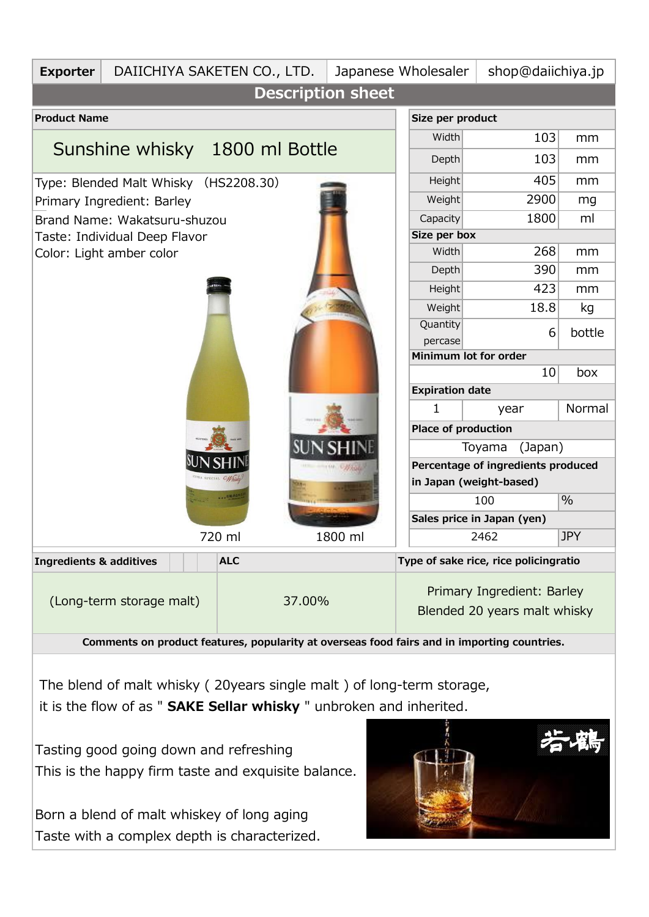| Exporter | DAIICHIYA SAKETEN CO., LTD. | Japanese Wholesaler | shop@daiichiya.jp |
|---|---|---|---|

## Description sheet

**Product Name**

### Sunshine whisky　1800 ml Bottle

Type: Blended Malt Whisky （HS2208.30）
Primary Ingredient: Barley
Brand Name: Wakatsuru-shuzou
Taste: Individual Deep Flavor
Color: Light amber color

720 ml　　1800 ml

| **Size per product** | | |
|---|---|---|
| Width | 103 | mm |
| Depth | 103 | mm |
| Height | 405 | mm |
| Weight | 2900 | mg |
| Capacity | 1800 | ml |
| **Size per box** | | |
| Width | 268 | mm |
| Depth | 390 | mm |
| Height | 423 | mm |
| Weight | 18.8 | kg |
| Quantity percase | 6 | bottle |
| **Minimum lot for order** | | |
| | 10 | box |
| **Expiration date** | | |
| 1 | year | Normal |
| **Place of production** | | |
| Toyama　(Japan) | | |
| **Percentage of ingredients produced in Japan (weight-based)** | | |
| 100 | % | |
| **Sales price in Japan (yen)** | | |
| 2462 | JPY | |

| **Ingredients & additives** | **ALC** | **Type of sake rice, rice policingratio** |
|---|---|---|
| (Long-term storage malt) | 37.00% | Primary Ingredient: Barley<br>Blended 20 years malt whisky |

**Comments on product features, popularity at overseas food fairs and in importing countries.**

The blend of malt whisky ( 20years single malt ) of long-term storage,
it is the flow of as " **SAKE Sellar whisky** " unbroken and inherited.

Tasting good going down and refreshing
This is the happy firm taste and exquisite balance.

Born a blend of malt whiskey of long aging
Taste with a complex depth is characterized.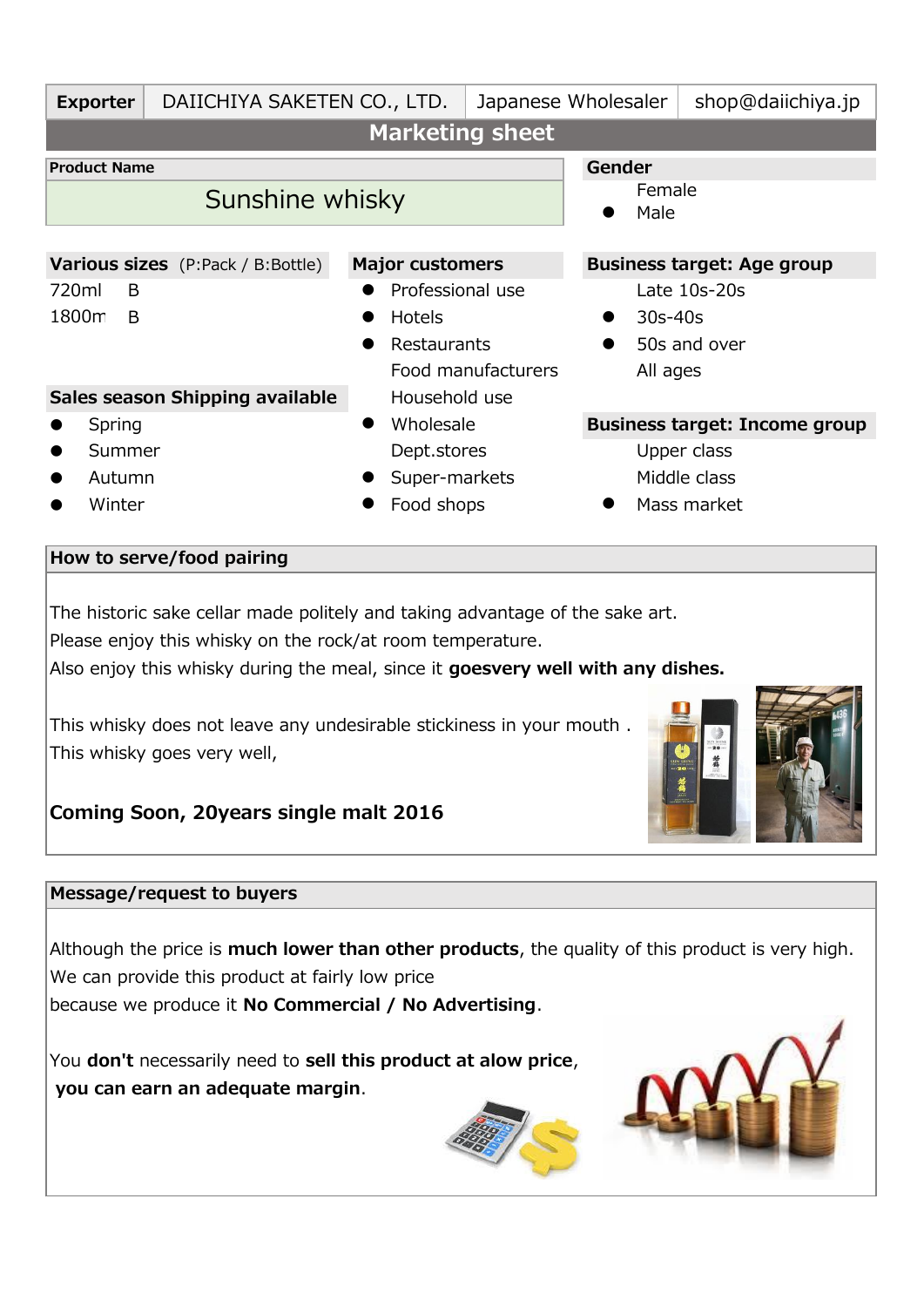| Exporter | DAIICHIYA SAKETEN CO., LTD. | Japanese Wholesaler | shop@daiichiya.jp |
|---|---|---|---|

## Marketing sheet

**Product Name**

Sunshine whisky

**Gender**

- Female
- ● Male

**Various sizes** (P:Pack / B:Bottle)

| | |
|---|---|
| 720ml | B |
| 1800ml | B |

**Sales season Shipping available**

- ● Spring
- ● Summer
- ● Autumn
- ● Winter

**Major customers**

- ● Professional use
- ● Hotels
- ● Restaurants
- Food manufacturers
- Household use
- ● Wholesale
- Dept.stores
- ● Super-markets
- ● Food shops

**Business target: Age group**

- Late 10s-20s
- ● 30s-40s
- ● 50s and over
- All ages

**Business target: Income group**

- Upper class
- Middle class
- ● Mass market

**How to serve/food pairing**

The historic sake cellar made politely and taking advantage of the sake art.
Please enjoy this whisky on the rock/at room temperature.
Also enjoy this whisky during the meal, since it **goesvery well with any dishes.**

This whisky does not leave any undesirable stickiness in your mouth .
This whisky goes very well,

**Coming Soon, 20years single malt 2016**

**Message/request to buyers**

Although the price is **much lower than other products**, the quality of this product is very high.
We can provide this product at fairly low price
because we produce it **No Commercial / No Advertising**.

You **don't** necessarily need to **sell this product at alow price**,
**you can earn an adequate margin**.